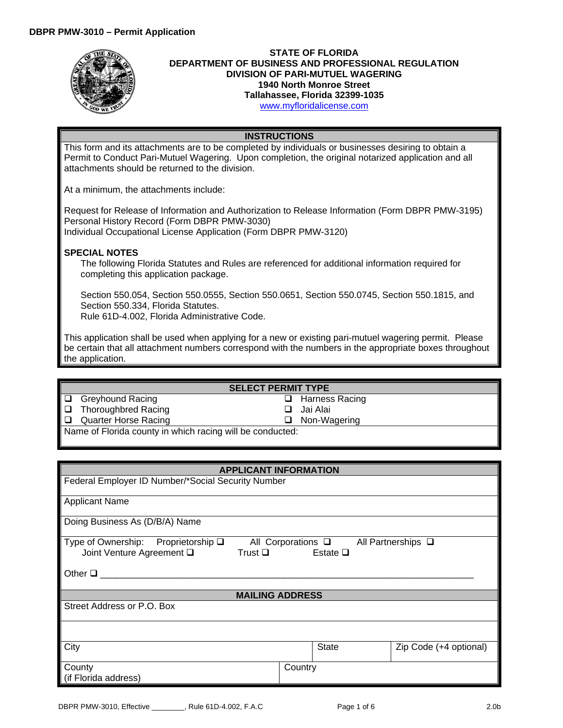**DBPR PMW-3010 – Permit Application**

**STATE OF FLORIDA**
**DEPARTMENT OF BUSINESS AND PROFESSIONAL REGULATION**
**DIVISION OF PARI-MUTUEL WAGERING**
**1940 North Monroe Street**
**Tallahassee, Florida 32399-1035**
www.myfloridalicense.com

## INSTRUCTIONS

This form and its attachments are to be completed by individuals or businesses desiring to obtain a Permit to Conduct Pari-Mutuel Wagering. Upon completion, the original notarized application and all attachments should be returned to the division.

At a minimum, the attachments include:

Request for Release of Information and Authorization to Release Information (Form DBPR PMW-3195)
Personal History Record (Form DBPR PMW-3030)
Individual Occupational License Application (Form DBPR PMW-3120)

**SPECIAL NOTES**

The following Florida Statutes and Rules are referenced for additional information required for completing this application package.

Section 550.054, Section 550.0555, Section 550.0651, Section 550.0745, Section 550.1815, and Section 550.334, Florida Statutes.
Rule 61D-4.002, Florida Administrative Code.

This application shall be used when applying for a new or existing pari-mutuel wagering permit. Please be certain that all attachment numbers correspond with the numbers in the appropriate boxes throughout the application.

## SELECT PERMIT TYPE

| | |
|---|---|
| ❑ Greyhound Racing | ❑ Harness Racing |
| ❑ Thoroughbred Racing | ❑ Jai Alai |
| ❑ Quarter Horse Racing | ❑ Non-Wagering |

Name of Florida county in which racing will be conducted:

## APPLICANT INFORMATION

Federal Employer ID Number/*Social Security Number

Applicant Name

Doing Business As (D/B/A) Name

Type of Ownership: Proprietorship ❑ All Corporations ❑ All Partnerships ❑
Joint Venture Agreement ❑ Trust ❑ Estate ❑

Other ❑ ____________________________________________________________

## MAILING ADDRESS

Street Address or P.O. Box

| City | State | Zip Code (+4 optional) |
|---|---|---|
| | | |

| County (if Florida address) | Country |
|---|---|
| | |

DBPR PMW-3010, Effective ________, Rule 61D-4.002, F.A.C 2.0b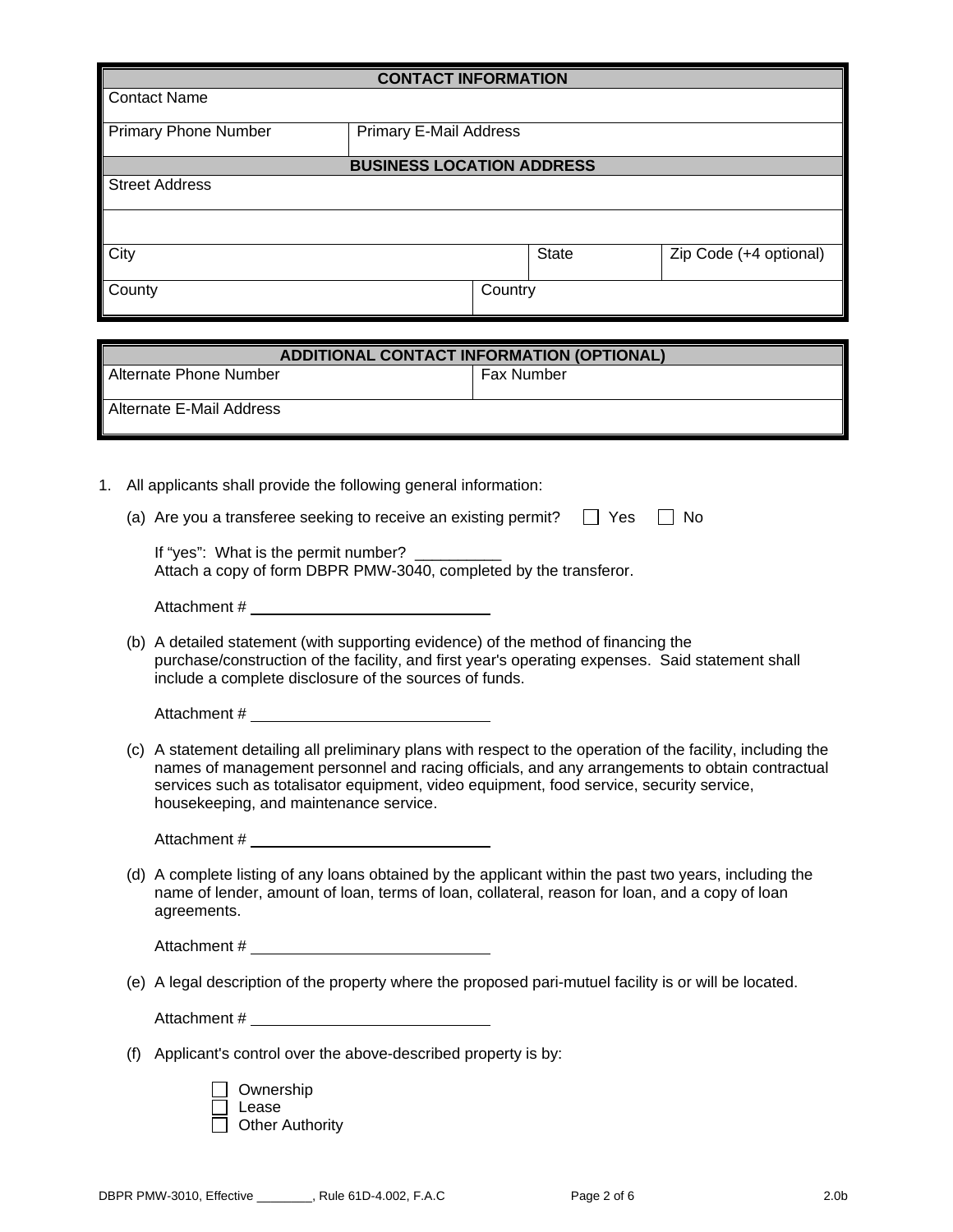| CONTACT INFORMATION | | | |
|---|---|---|---|
| Contact Name | | | |
| Primary Phone Number | Primary E-Mail Address | | |

| BUSINESS LOCATION ADDRESS | | | |
|---|---|---|---|
| Street Address | | | |
| | | | |
| City | | State | Zip Code (+4 optional) |
| County | Country | | |

| ADDITIONAL CONTACT INFORMATION (OPTIONAL) | |
|---|---|
| Alternate Phone Number | Fax Number |
| Alternate E-Mail Address | |

1. All applicants shall provide the following general information:

   (a) Are you a transferee seeking to receive an existing permit? ☐ Yes ☐ No

   If "yes": What is the permit number? __________
   Attach a copy of form DBPR PMW-3040, completed by the transferor.

   Attachment # ____________________________

   (b) A detailed statement (with supporting evidence) of the method of financing the purchase/construction of the facility, and first year's operating expenses. Said statement shall include a complete disclosure of the sources of funds.

   Attachment # ____________________________

   (c) A statement detailing all preliminary plans with respect to the operation of the facility, including the names of management personnel and racing officials, and any arrangements to obtain contractual services such as totalisator equipment, video equipment, food service, security service, housekeeping, and maintenance service.

   Attachment # ____________________________

   (d) A complete listing of any loans obtained by the applicant within the past two years, including the name of lender, amount of loan, terms of loan, collateral, reason for loan, and a copy of loan agreements.

   Attachment # ____________________________

   (e) A legal description of the property where the proposed pari-mutuel facility is or will be located.

   Attachment # ____________________________

   (f) Applicant's control over the above-described property is by:

   ☐ Ownership
   ☐ Lease
   ☐ Other Authority

DBPR PMW-3010, Effective ________, Rule 61D-4.002, F.A.C 2.0b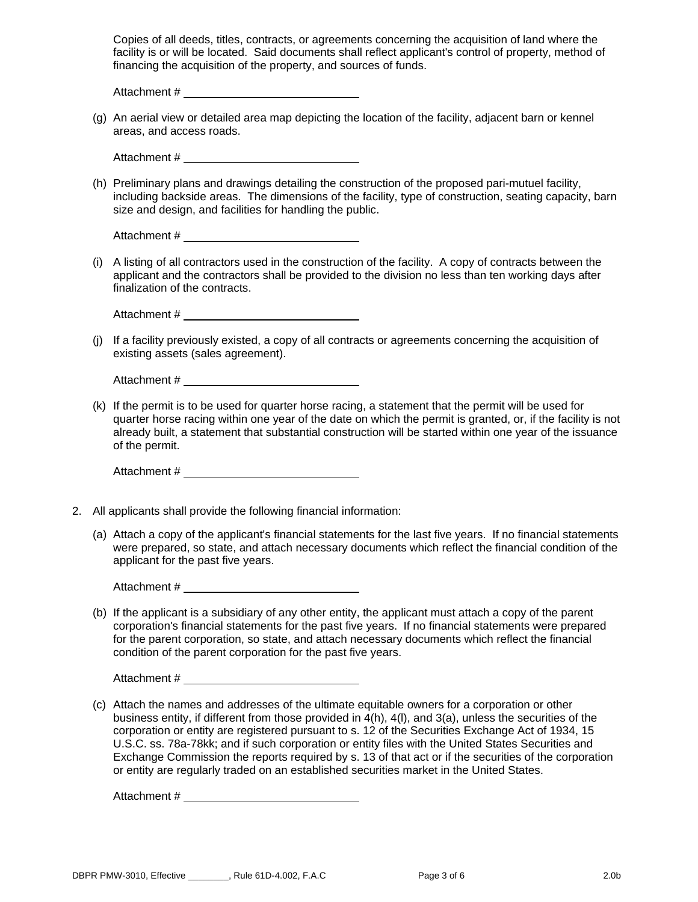Copies of all deeds, titles, contracts, or agreements concerning the acquisition of land where the facility is or will be located. Said documents shall reflect applicant's control of property, method of financing the acquisition of the property, and sources of funds.

Attachment # ____________________________

(g) An aerial view or detailed area map depicting the location of the facility, adjacent barn or kennel areas, and access roads.

Attachment # ____________________________

(h) Preliminary plans and drawings detailing the construction of the proposed pari-mutuel facility, including backside areas. The dimensions of the facility, type of construction, seating capacity, barn size and design, and facilities for handling the public.

Attachment # ____________________________

(i) A listing of all contractors used in the construction of the facility. A copy of contracts between the applicant and the contractors shall be provided to the division no less than ten working days after finalization of the contracts.

Attachment # ____________________________

(j) If a facility previously existed, a copy of all contracts or agreements concerning the acquisition of existing assets (sales agreement).

Attachment # ____________________________

(k) If the permit is to be used for quarter horse racing, a statement that the permit will be used for quarter horse racing within one year of the date on which the permit is granted, or, if the facility is not already built, a statement that substantial construction will be started within one year of the issuance of the permit.

Attachment # ____________________________

2. All applicants shall provide the following financial information:

(a) Attach a copy of the applicant's financial statements for the last five years. If no financial statements were prepared, so state, and attach necessary documents which reflect the financial condition of the applicant for the past five years.

Attachment # ____________________________

(b) If the applicant is a subsidiary of any other entity, the applicant must attach a copy of the parent corporation's financial statements for the past five years. If no financial statements were prepared for the parent corporation, so state, and attach necessary documents which reflect the financial condition of the parent corporation for the past five years.

Attachment # ____________________________

(c) Attach the names and addresses of the ultimate equitable owners for a corporation or other business entity, if different from those provided in 4(h), 4(l), and 3(a), unless the securities of the corporation or entity are registered pursuant to s. 12 of the Securities Exchange Act of 1934, 15 U.S.C. ss. 78a-78kk; and if such corporation or entity files with the United States Securities and Exchange Commission the reports required by s. 13 of that act or if the securities of the corporation or entity are regularly traded on an established securities market in the United States.

Attachment # ____________________________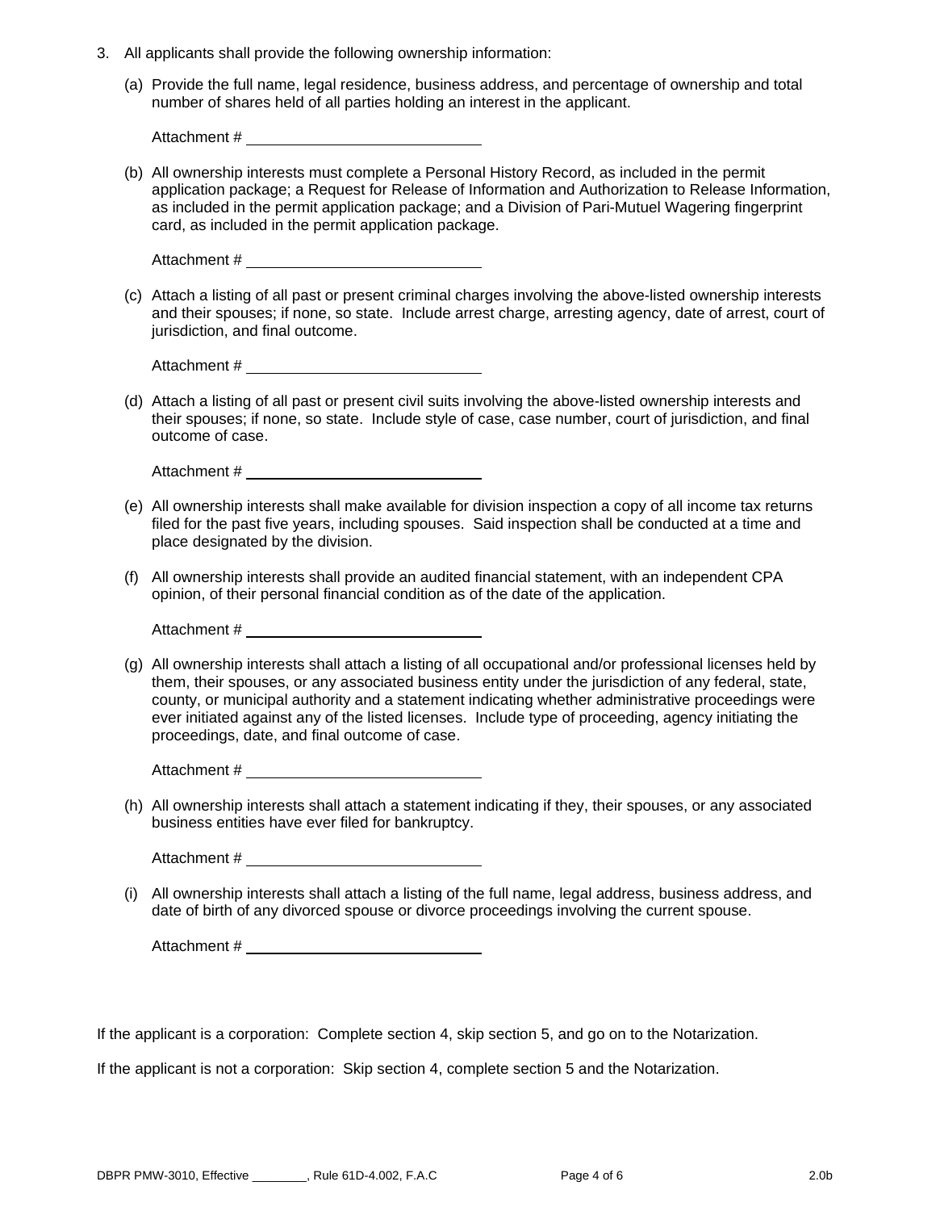3. All applicants shall provide the following ownership information:

   (a) Provide the full name, legal residence, business address, and percentage of ownership and total number of shares held of all parties holding an interest in the applicant.

   Attachment # ____________________

   (b) All ownership interests must complete a Personal History Record, as included in the permit application package; a Request for Release of Information and Authorization to Release Information, as included in the permit application package; and a Division of Pari-Mutuel Wagering fingerprint card, as included in the permit application package.

   Attachment # ____________________

   (c) Attach a listing of all past or present criminal charges involving the above-listed ownership interests and their spouses; if none, so state. Include arrest charge, arresting agency, date of arrest, court of jurisdiction, and final outcome.

   Attachment # ____________________

   (d) Attach a listing of all past or present civil suits involving the above-listed ownership interests and their spouses; if none, so state. Include style of case, case number, court of jurisdiction, and final outcome of case.

   Attachment # ____________________

   (e) All ownership interests shall make available for division inspection a copy of all income tax returns filed for the past five years, including spouses. Said inspection shall be conducted at a time and place designated by the division.

   (f) All ownership interests shall provide an audited financial statement, with an independent CPA opinion, of their personal financial condition as of the date of the application.

   Attachment # ____________________

   (g) All ownership interests shall attach a listing of all occupational and/or professional licenses held by them, their spouses, or any associated business entity under the jurisdiction of any federal, state, county, or municipal authority and a statement indicating whether administrative proceedings were ever initiated against any of the listed licenses. Include type of proceeding, agency initiating the proceedings, date, and final outcome of case.

   Attachment # ____________________

   (h) All ownership interests shall attach a statement indicating if they, their spouses, or any associated business entities have ever filed for bankruptcy.

   Attachment # ____________________

   (i) All ownership interests shall attach a listing of the full name, legal address, business address, and date of birth of any divorced spouse or divorce proceedings involving the current spouse.

   Attachment # ____________________

If the applicant is a corporation: Complete section 4, skip section 5, and go on to the Notarization.

If the applicant is not a corporation: Skip section 4, complete section 5 and the Notarization.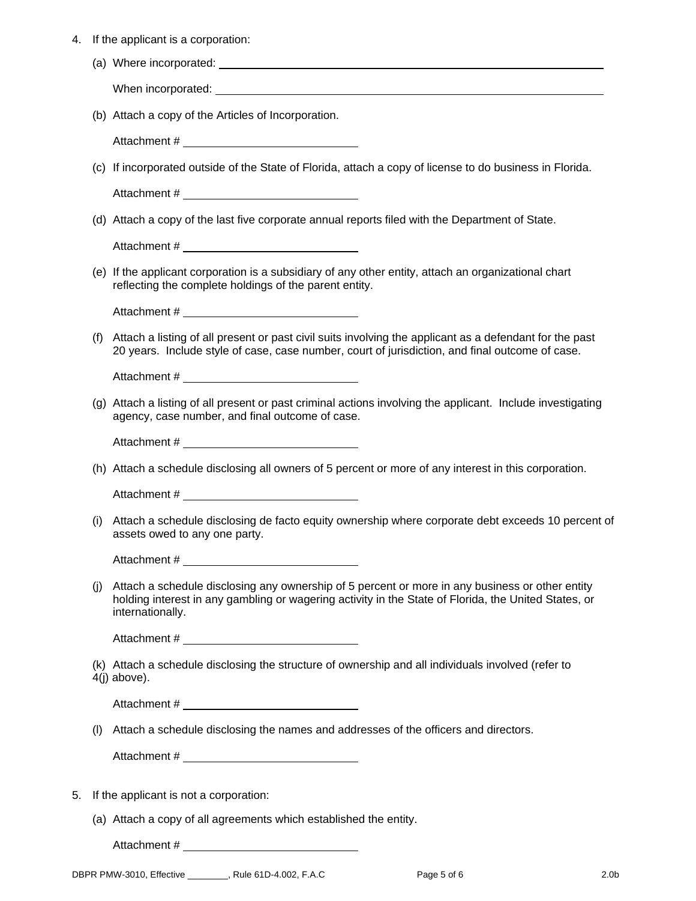4. If the applicant is a corporation:

   (a) Where incorporated: ______________________________________________

   When incorporated: ______________________________________________

   (b) Attach a copy of the Articles of Incorporation.

   Attachment # ____________________

   (c) If incorporated outside of the State of Florida, attach a copy of license to do business in Florida.

   Attachment # ____________________

   (d) Attach a copy of the last five corporate annual reports filed with the Department of State.

   Attachment # ____________________

   (e) If the applicant corporation is a subsidiary of any other entity, attach an organizational chart reflecting the complete holdings of the parent entity.

   Attachment # ____________________

   (f) Attach a listing of all present or past civil suits involving the applicant as a defendant for the past 20 years. Include style of case, case number, court of jurisdiction, and final outcome of case.

   Attachment # ____________________

   (g) Attach a listing of all present or past criminal actions involving the applicant. Include investigating agency, case number, and final outcome of case.

   Attachment # ____________________

   (h) Attach a schedule disclosing all owners of 5 percent or more of any interest in this corporation.

   Attachment # ____________________

   (i) Attach a schedule disclosing de facto equity ownership where corporate debt exceeds 10 percent of assets owed to any one party.

   Attachment # ____________________

   (j) Attach a schedule disclosing any ownership of 5 percent or more in any business or other entity holding interest in any gambling or wagering activity in the State of Florida, the United States, or internationally.

   Attachment # ____________________

   (k) Attach a schedule disclosing the structure of ownership and all individuals involved (refer to 4(j) above).

   Attachment # ____________________

   (l) Attach a schedule disclosing the names and addresses of the officers and directors.

   Attachment # ____________________

5. If the applicant is not a corporation:

   (a) Attach a copy of all agreements which established the entity.

   Attachment # ____________________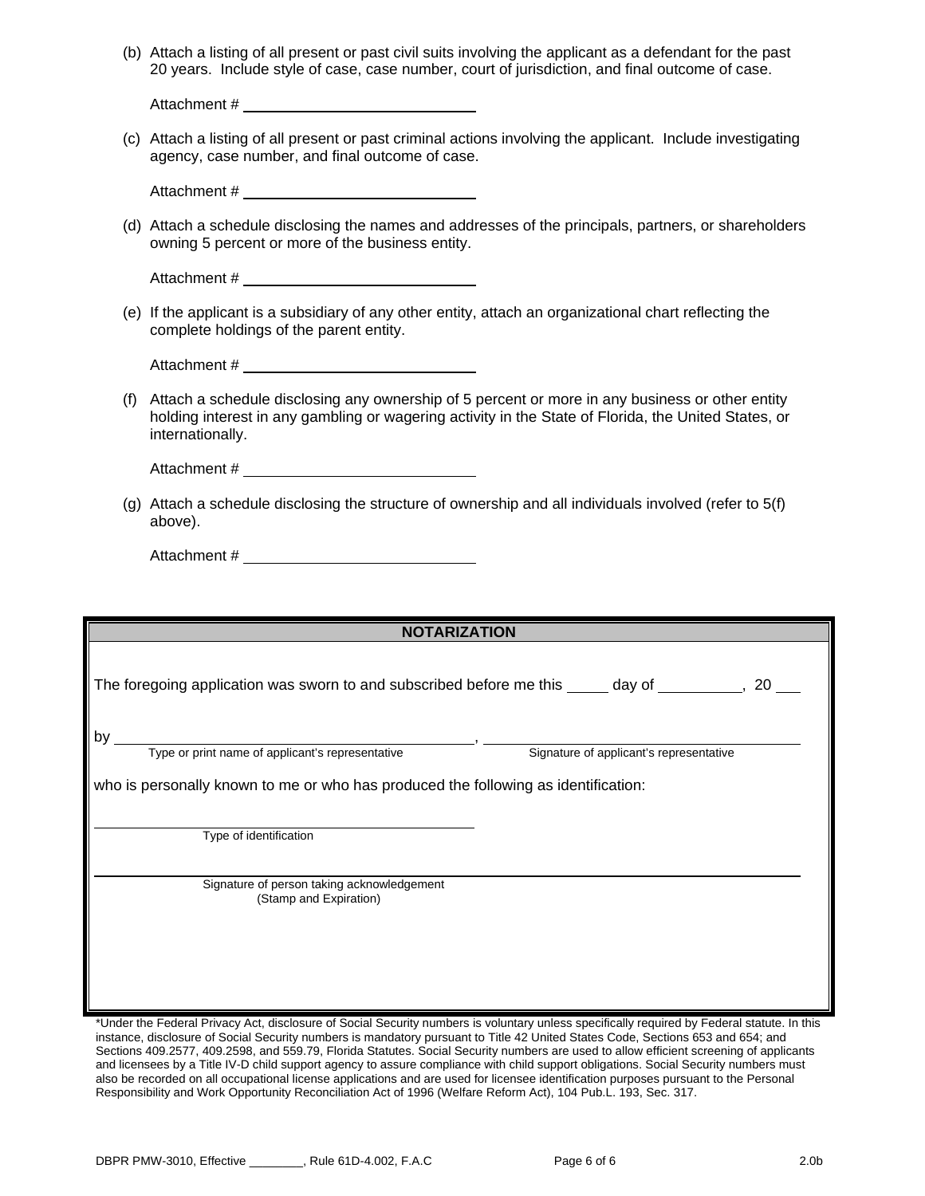(b) Attach a listing of all present or past civil suits involving the applicant as a defendant for the past 20 years. Include style of case, case number, court of jurisdiction, and final outcome of case.

Attachment # ____________________________

(c) Attach a listing of all present or past criminal actions involving the applicant. Include investigating agency, case number, and final outcome of case.

Attachment # ____________________________

(d) Attach a schedule disclosing the names and addresses of the principals, partners, or shareholders owning 5 percent or more of the business entity.

Attachment # ____________________________

(e) If the applicant is a subsidiary of any other entity, attach an organizational chart reflecting the complete holdings of the parent entity.

Attachment # ____________________________

(f) Attach a schedule disclosing any ownership of 5 percent or more in any business or other entity holding interest in any gambling or wagering activity in the State of Florida, the United States, or internationally.

Attachment # ____________________________

(g) Attach a schedule disclosing the structure of ownership and all individuals involved (refer to 5(f) above).

Attachment # ____________________________

## NOTARIZATION

The foregoing application was sworn to and subscribed before me this _____ day of __________, 20 ___

by ____________________________________________, ____________________________________________

Type or print name of applicant's representative — Signature of applicant's representative

who is personally known to me or who has produced the following as identification:

____________________________________________

Type of identification

____________________________________________

Signature of person taking acknowledgement
(Stamp and Expiration)

*Under the Federal Privacy Act, disclosure of Social Security numbers is voluntary unless specifically required by Federal statute. In this instance, disclosure of Social Security numbers is mandatory pursuant to Title 42 United States Code, Sections 653 and 654; and Sections 409.2577, 409.2598, and 559.79, Florida Statutes. Social Security numbers are used to allow efficient screening of applicants and licensees by a Title IV-D child support agency to assure compliance with child support obligations. Social Security numbers must also be recorded on all occupational license applications and are used for licensee identification purposes pursuant to the Personal Responsibility and Work Opportunity Reconciliation Act of 1996 (Welfare Reform Act), 104 Pub.L. 193, Sec. 317.

DBPR PMW-3010, Effective ________, Rule 61D-4.002, F.A.C — 2.0b